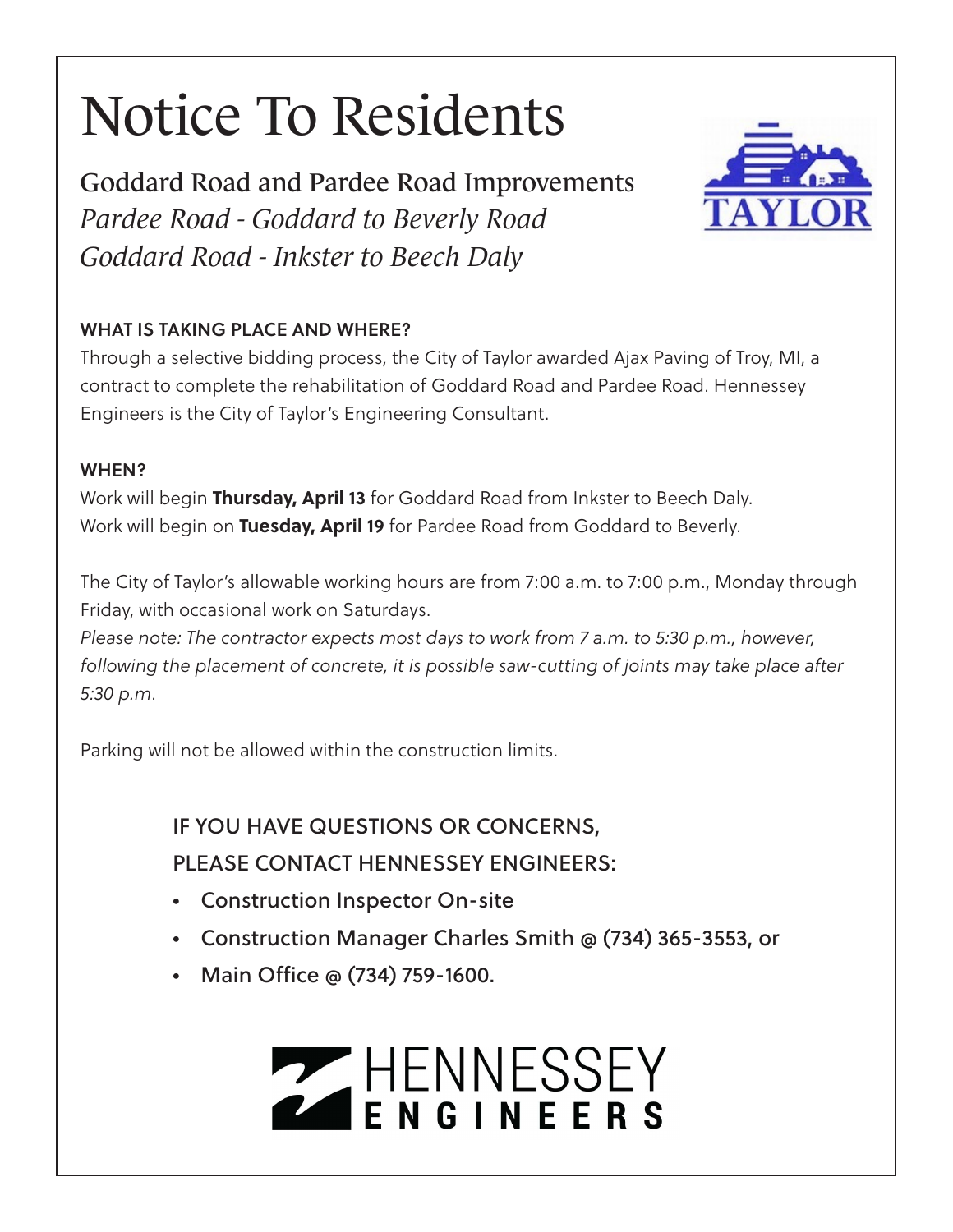# Notice To Residents

## Goddard Road and Pardee Road Improvements

*Pardee Road - Goddard to Beverly Road*
*Goddard Road - Inkster to Beech Daly*

TAYLOR

**WHAT IS TAKING PLACE AND WHERE?**

Through a selective bidding process, the City of Taylor awarded Ajax Paving of Troy, MI, a contract to complete the rehabilitation of Goddard Road and Pardee Road. Hennessey Engineers is the City of Taylor's Engineering Consultant.

**WHEN?**

Work will begin **Thursday, April 13** for Goddard Road from Inkster to Beech Daly.
Work will begin on **Tuesday, April 19** for Pardee Road from Goddard to Beverly.

The City of Taylor's allowable working hours are from 7:00 a.m. to 7:00 p.m., Monday through Friday, with occasional work on Saturdays.
*Please note: The contractor expects most days to work from 7 a.m. to 5:30 p.m., however, following the placement of concrete, it is possible saw-cutting of joints may take place after 5:30 p.m.*

Parking will not be allowed within the construction limits.

IF YOU HAVE QUESTIONS OR CONCERNS,
PLEASE CONTACT HENNESSEY ENGINEERS:

- Construction Inspector On-site
- Construction Manager Charles Smith @ (734) 365-3553, or
- Main Office @ (734) 759-1600.

HENNESSEY ENGINEERS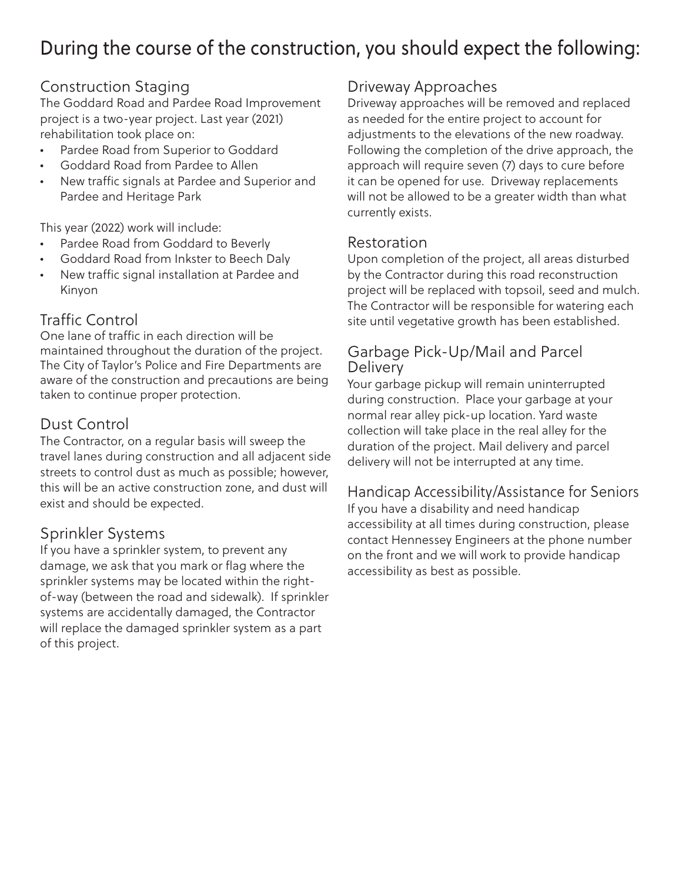# During the course of the construction, you should expect the following:

## Construction Staging

The Goddard Road and Pardee Road Improvement project is a two-year project. Last year (2021) rehabilitation took place on:

- Pardee Road from Superior to Goddard
- Goddard Road from Pardee to Allen
- New traffic signals at Pardee and Superior and Pardee and Heritage Park

This year (2022) work will include:

- Pardee Road from Goddard to Beverly
- Goddard Road from Inkster to Beech Daly
- New traffic signal installation at Pardee and Kinyon

## Traffic Control

One lane of traffic in each direction will be maintained throughout the duration of the project. The City of Taylor's Police and Fire Departments are aware of the construction and precautions are being taken to continue proper protection.

## Dust Control

The Contractor, on a regular basis will sweep the travel lanes during construction and all adjacent side streets to control dust as much as possible; however, this will be an active construction zone, and dust will exist and should be expected.

## Sprinkler Systems

If you have a sprinkler system, to prevent any damage, we ask that you mark or flag where the sprinkler systems may be located within the right-of-way (between the road and sidewalk). If sprinkler systems are accidentally damaged, the Contractor will replace the damaged sprinkler system as a part of this project.

## Driveway Approaches

Driveway approaches will be removed and replaced as needed for the entire project to account for adjustments to the elevations of the new roadway. Following the completion of the drive approach, the approach will require seven (7) days to cure before it can be opened for use. Driveway replacements will not be allowed to be a greater width than what currently exists.

## Restoration

Upon completion of the project, all areas disturbed by the Contractor during this road reconstruction project will be replaced with topsoil, seed and mulch. The Contractor will be responsible for watering each site until vegetative growth has been established.

## Garbage Pick-Up/Mail and Parcel Delivery

Your garbage pickup will remain uninterrupted during construction. Place your garbage at your normal rear alley pick-up location. Yard waste collection will take place in the real alley for the duration of the project. Mail delivery and parcel delivery will not be interrupted at any time.

## Handicap Accessibility/Assistance for Seniors

If you have a disability and need handicap accessibility at all times during construction, please contact Hennessey Engineers at the phone number on the front and we will work to provide handicap accessibility as best as possible.